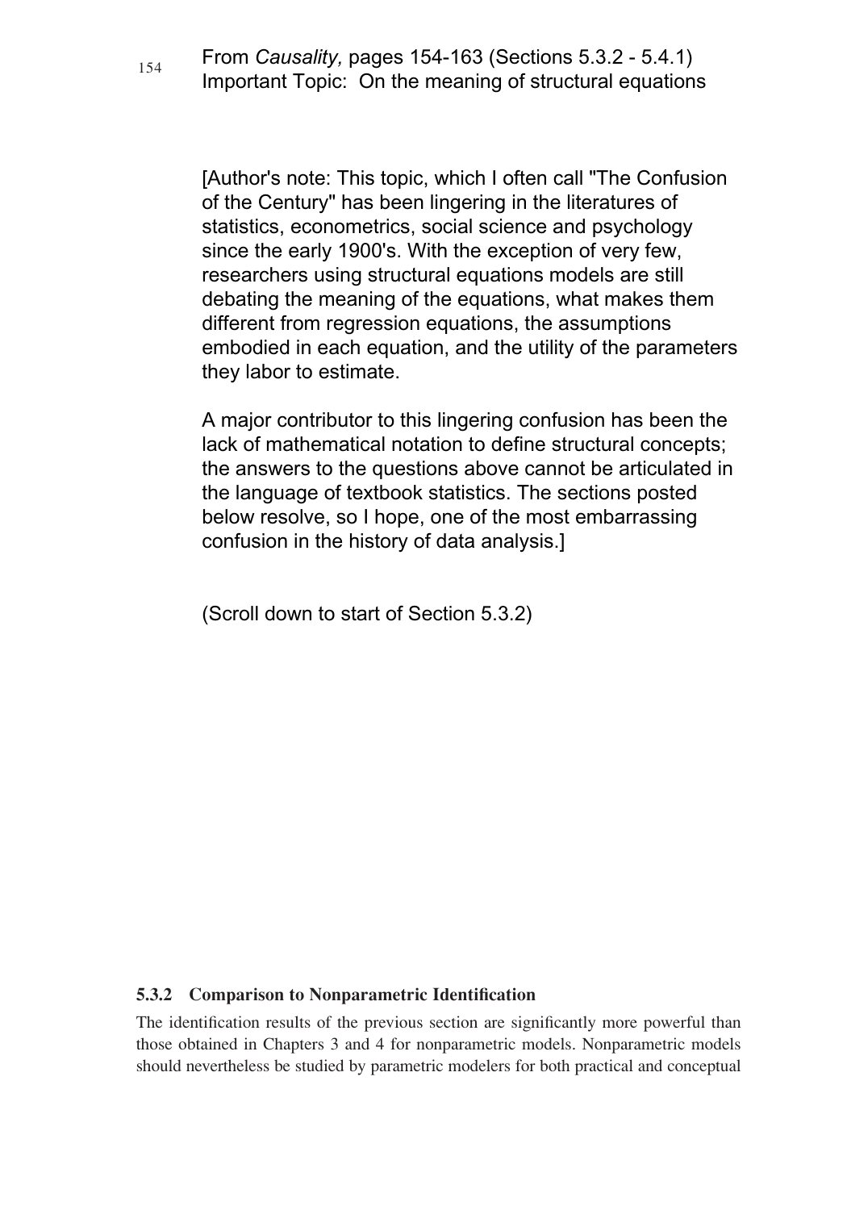From *Causality,* pages 154-163 (Sections 5.3.2 - 5.4.1)
Important Topic: On the meaning of structural equations

[Author's note: This topic, which I often call "The Confusion of the Century" has been lingering in the literatures of statistics, econometrics, social science and psychology since the early 1900's. With the exception of very few, researchers using structural equations models are still debating the meaning of the equations, what makes them different from regression equations, the assumptions embodied in each equation, and the utility of the parameters they labor to estimate.

A major contributor to this lingering confusion has been the lack of mathematical notation to define structural concepts; the answers to the questions above cannot be articulated in the language of textbook statistics. The sections posted below resolve, so I hope, one of the most embarrassing confusion in the history of data analysis.]

(Scroll down to start of Section 5.3.2)

### 5.3.2 Comparison to Nonparametric Identification

The identification results of the previous section are significantly more powerful than those obtained in Chapters 3 and 4 for nonparametric models. Nonparametric models should nevertheless be studied by parametric modelers for both practical and conceptual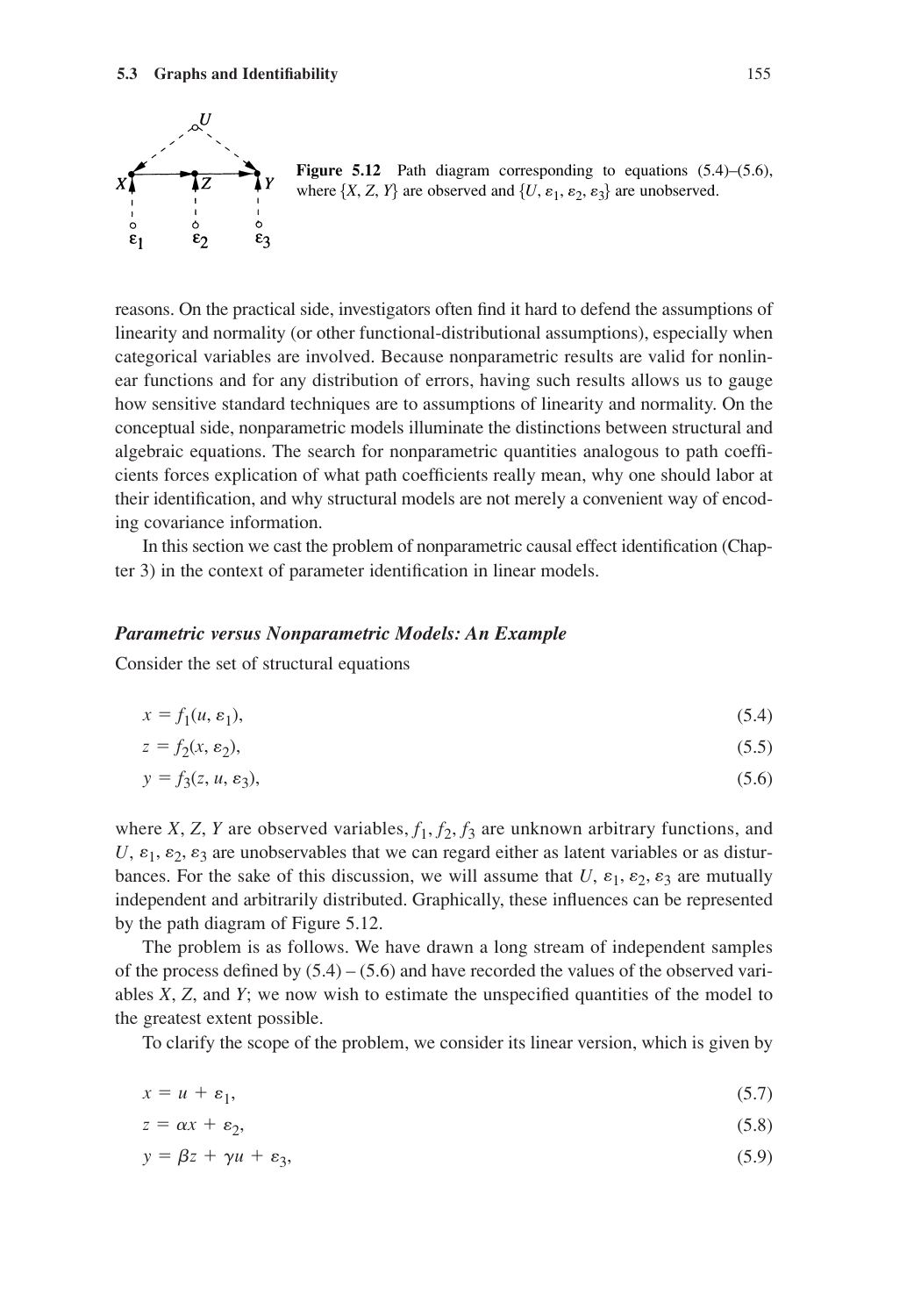**Figure 5.12** Path diagram corresponding to equations (5.4)–(5.6), where $\{X, Z, Y\}$ are observed and $\{U, \varepsilon_1, \varepsilon_2, \varepsilon_3\}$ are unobserved.

reasons. On the practical side, investigators often find it hard to defend the assumptions of linearity and normality (or other functional-distributional assumptions), especially when categorical variables are involved. Because nonparametric results are valid for nonlinear functions and for any distribution of errors, having such results allows us to gauge how sensitive standard techniques are to assumptions of linearity and normality. On the conceptual side, nonparametric models illuminate the distinctions between structural and algebraic equations. The search for nonparametric quantities analogous to path coefficients forces explication of what path coefficients really mean, why one should labor at their identification, and why structural models are not merely a convenient way of encoding covariance information.

In this section we cast the problem of nonparametric causal effect identification (Chapter 3) in the context of parameter identification in linear models.

### *Parametric versus Nonparametric Models: An Example*

Consider the set of structural equations

$$x = f_1(u, \varepsilon_1), \tag{5.4}$$

$$z = f_2(x, \varepsilon_2), \tag{5.5}$$

$$y = f_3(z, u, \varepsilon_3), \tag{5.6}$$

where $X$, $Z$, $Y$ are observed variables, $f_1, f_2, f_3$ are unknown arbitrary functions, and $U, \varepsilon_1, \varepsilon_2, \varepsilon_3$ are unobservables that we can regard either as latent variables or as disturbances. For the sake of this discussion, we will assume that $U, \varepsilon_1, \varepsilon_2, \varepsilon_3$ are mutually independent and arbitrarily distributed. Graphically, these influences can be represented by the path diagram of Figure 5.12.

The problem is as follows. We have drawn a long stream of independent samples of the process defined by (5.4) – (5.6) and have recorded the values of the observed variables $X$, $Z$, and $Y$; we now wish to estimate the unspecified quantities of the model to the greatest extent possible.

To clarify the scope of the problem, we consider its linear version, which is given by

$$x = u + \varepsilon_1, \tag{5.7}$$

$$z = \alpha x + \varepsilon_2, \tag{5.8}$$

$$y = \beta z + \gamma u + \varepsilon_3, \tag{5.9}$$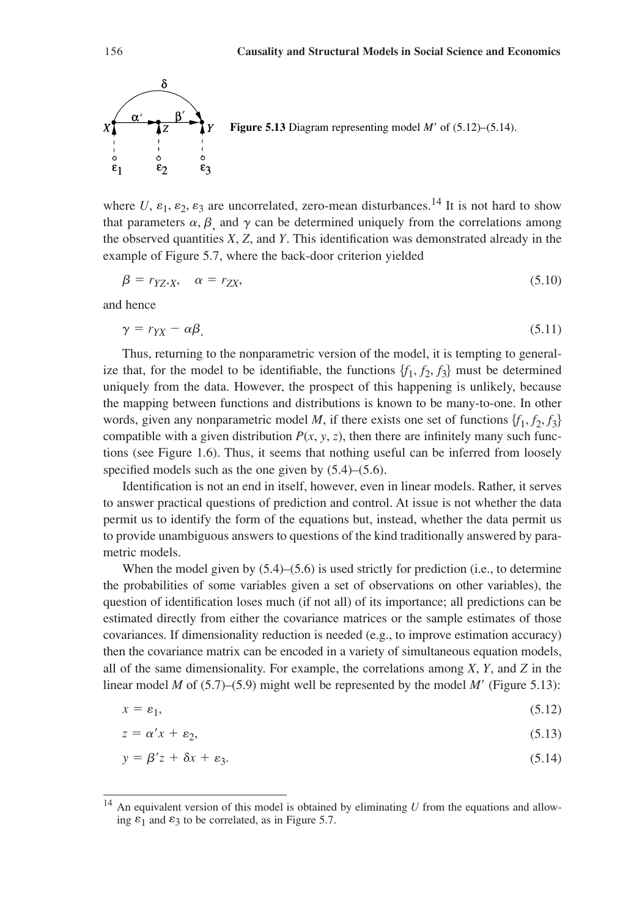**Figure 5.13** Diagram representing model $M'$ of (5.12)–(5.14).

where $U$, $\varepsilon_1$, $\varepsilon_2$, $\varepsilon_3$ are uncorrelated, zero-mean disturbances.[14] It is not hard to show that parameters $\alpha$, $\beta$, and $\gamma$ can be determined uniquely from the correlations among the observed quantities $X$, $Z$, and $Y$. This identification was demonstrated already in the example of Figure 5.7, where the back-door criterion yielded

$$\beta = r_{YZ \cdot X}, \quad \alpha = r_{ZX}, \tag{5.10}$$

and hence

$$\gamma = r_{YX} - \alpha\beta. \tag{5.11}$$

Thus, returning to the nonparametric version of the model, it is tempting to generalize that, for the model to be identifiable, the functions $\{f_1, f_2, f_3\}$ must be determined uniquely from the data. However, the prospect of this happening is unlikely, because the mapping between functions and distributions is known to be many-to-one. In other words, given any nonparametric model $M$, if there exists one set of functions $\{f_1, f_2, f_3\}$ compatible with a given distribution $P(x, y, z)$, then there are infinitely many such functions (see Figure 1.6). Thus, it seems that nothing useful can be inferred from loosely specified models such as the one given by (5.4)–(5.6).

Identification is not an end in itself, however, even in linear models. Rather, it serves to answer practical questions of prediction and control. At issue is not whether the data permit us to identify the form of the equations but, instead, whether the data permit us to provide unambiguous answers to questions of the kind traditionally answered by parametric models.

When the model given by (5.4)–(5.6) is used strictly for prediction (i.e., to determine the probabilities of some variables given a set of observations on other variables), the question of identification loses much (if not all) of its importance; all predictions can be estimated directly from either the covariance matrices or the sample estimates of those covariances. If dimensionality reduction is needed (e.g., to improve estimation accuracy) then the covariance matrix can be encoded in a variety of simultaneous equation models, all of the same dimensionality. For example, the correlations among $X$, $Y$, and $Z$ in the linear model $M$ of (5.7)–(5.9) might well be represented by the model $M'$ (Figure 5.13):

$$x = \varepsilon_1, \tag{5.12}$$

$$z = \alpha' x + \varepsilon_2, \tag{5.13}$$

$$y = \beta' z + \delta x + \varepsilon_3. \tag{5.14}$$

---

[14] An equivalent version of this model is obtained by eliminating $U$ from the equations and allowing $\varepsilon_1$ and $\varepsilon_3$ to be correlated, as in Figure 5.7.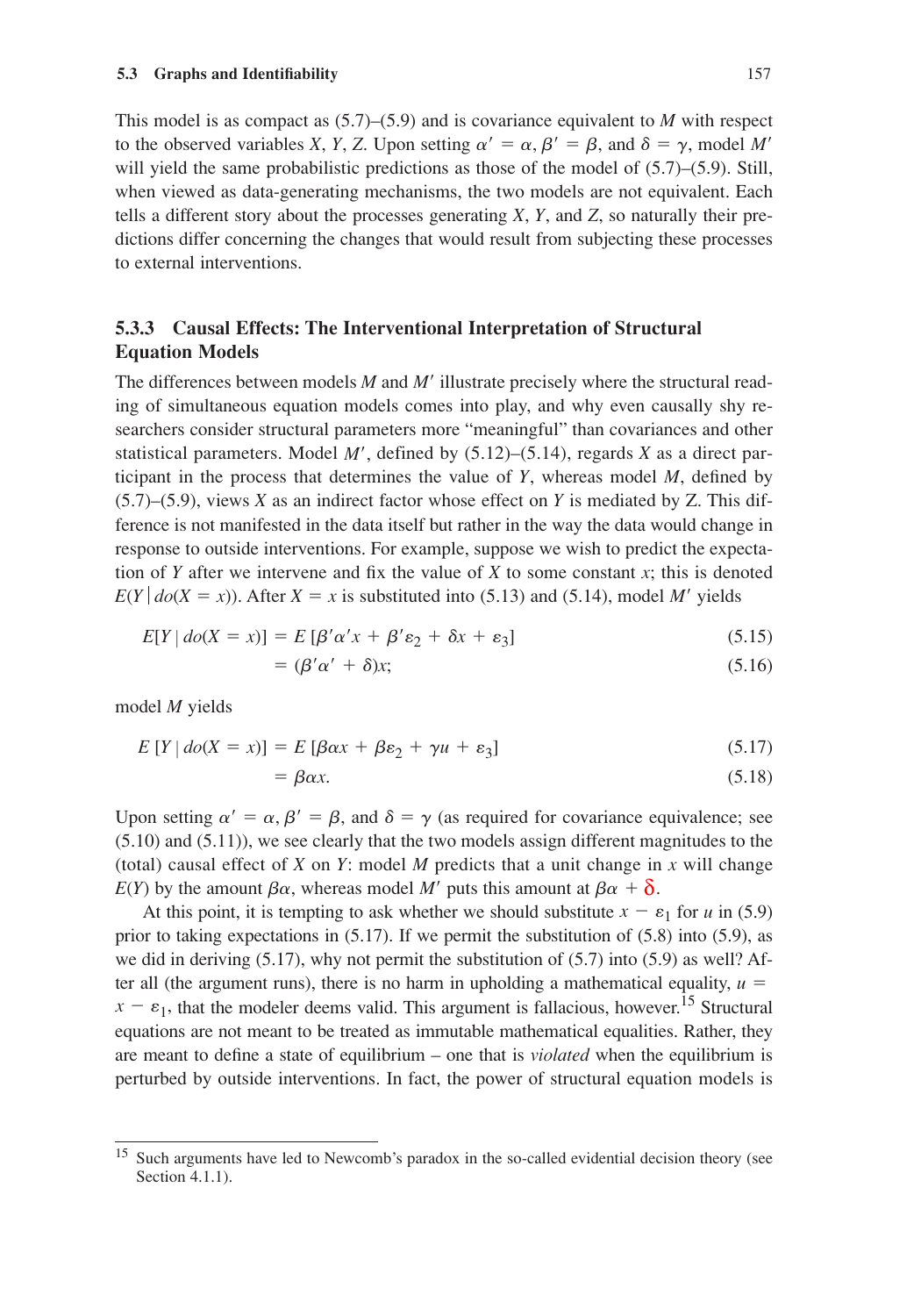This model is as compact as (5.7)–(5.9) and is covariance equivalent to $M$ with respect to the observed variables $X$, $Y$, $Z$. Upon setting $\alpha' = \alpha$, $\beta' = \beta$, and $\delta = \gamma$, model $M'$ will yield the same probabilistic predictions as those of the model of (5.7)–(5.9). Still, when viewed as data-generating mechanisms, the two models are not equivalent. Each tells a different story about the processes generating $X$, $Y$, and $Z$, so naturally their predictions differ concerning the changes that would result from subjecting these processes to external interventions.

### 5.3.3 Causal Effects: The Interventional Interpretation of Structural Equation Models

The differences between models $M$ and $M'$ illustrate precisely where the structural reading of simultaneous equation models comes into play, and why even causally shy researchers consider structural parameters more "meaningful" than covariances and other statistical parameters. Model $M'$, defined by (5.12)–(5.14), regards $X$ as a direct participant in the process that determines the value of $Y$, whereas model $M$, defined by (5.7)–(5.9), views $X$ as an indirect factor whose effect on $Y$ is mediated by Z. This difference is not manifested in the data itself but rather in the way the data would change in response to outside interventions. For example, suppose we wish to predict the expectation of $Y$ after we intervene and fix the value of $X$ to some constant $x$; this is denoted $E(Y \mid do(X = x))$. After $X = x$ is substituted into (5.13) and (5.14), model $M'$ yields

$$E[Y \mid do(X = x)] = E\,[\beta'\alpha' x + \beta' \varepsilon_2 + \delta x + \varepsilon_3] \tag{5.15}$$

$$= (\beta'\alpha' + \delta)x; \tag{5.16}$$

model $M$ yields

$$E\,[Y \mid do(X = x)] = E\,[\beta\alpha x + \beta\varepsilon_2 + \gamma u + \varepsilon_3] \tag{5.17}$$

$$= \beta\alpha x. \tag{5.18}$$

Upon setting $\alpha' = \alpha$, $\beta' = \beta$, and $\delta = \gamma$ (as required for covariance equivalence; see (5.10) and (5.11)), we see clearly that the two models assign different magnitudes to the (total) causal effect of $X$ on $Y$: model $M$ predicts that a unit change in $x$ will change $E(Y)$ by the amount $\beta\alpha$, whereas model $M'$ puts this amount at $\beta\alpha + \delta$.

At this point, it is tempting to ask whether we should substitute $x - \varepsilon_1$ for $u$ in (5.9) prior to taking expectations in (5.17). If we permit the substitution of (5.8) into (5.9), as we did in deriving (5.17), why not permit the substitution of (5.7) into (5.9) as well? After all (the argument runs), there is no harm in upholding a mathematical equality, $u = x - \varepsilon_1$, that the modeler deems valid. This argument is fallacious, however.[15] Structural equations are not meant to be treated as immutable mathematical equalities. Rather, they are meant to define a state of equilibrium – one that is *violated* when the equilibrium is perturbed by outside interventions. In fact, the power of structural equation models is

[15] Such arguments have led to Newcomb's paradox in the so-called evidential decision theory (see Section 4.1.1).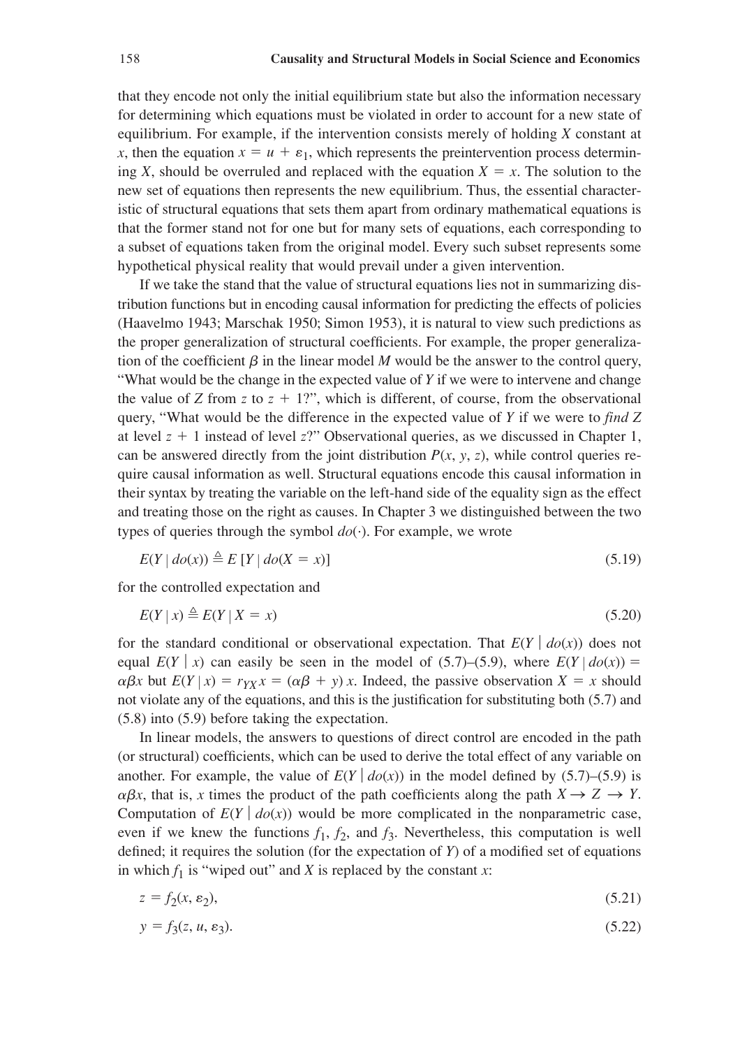that they encode not only the initial equilibrium state but also the information necessary for determining which equations must be violated in order to account for a new state of equilibrium. For example, if the intervention consists merely of holding $X$ constant at $x$, then the equation $x = u + \varepsilon_1$, which represents the preintervention process determining $X$, should be overruled and replaced with the equation $X = x$. The solution to the new set of equations then represents the new equilibrium. Thus, the essential characteristic of structural equations that sets them apart from ordinary mathematical equations is that the former stand not for one but for many sets of equations, each corresponding to a subset of equations taken from the original model. Every such subset represents some hypothetical physical reality that would prevail under a given intervention.

If we take the stand that the value of structural equations lies not in summarizing distribution functions but in encoding causal information for predicting the effects of policies (Haavelmo 1943; Marschak 1950; Simon 1953), it is natural to view such predictions as the proper generalization of structural coefficients. For example, the proper generalization of the coefficient $\beta$ in the linear model $M$ would be the answer to the control query, "What would be the change in the expected value of $Y$ if we were to intervene and change the value of $Z$ from $z$ to $z + 1$?", which is different, of course, from the observational query, "What would be the difference in the expected value of $Y$ if we were to *find* $Z$ at level $z + 1$ instead of level $z$?" Observational queries, as we discussed in Chapter 1, can be answered directly from the joint distribution $P(x, y, z)$, while control queries require causal information as well. Structural equations encode this causal information in their syntax by treating the variable on the left-hand side of the equality sign as the effect and treating those on the right as causes. In Chapter 3 we distinguished between the two types of queries through the symbol $do(\cdot)$. For example, we wrote

$$E(Y \mid do(x)) \triangleq E\,[Y \mid do(X = x)] \tag{5.19}$$

for the controlled expectation and

$$E(Y \mid x) \triangleq E(Y \mid X = x) \tag{5.20}$$

for the standard conditional or observational expectation. That $E(Y \mid do(x))$ does not equal $E(Y \mid x)$ can easily be seen in the model of (5.7)–(5.9), where $E(Y \mid do(x)) = \alpha\beta x$ but $E(Y \mid x) = r_{YX}\, x = (\alpha\beta + \gamma)\, x$. Indeed, the passive observation $X = x$ should not violate any of the equations, and this is the justification for substituting both (5.7) and (5.8) into (5.9) before taking the expectation.

In linear models, the answers to questions of direct control are encoded in the path (or structural) coefficients, which can be used to derive the total effect of any variable on another. For example, the value of $E(Y \mid do(x))$ in the model defined by (5.7)–(5.9) is $\alpha\beta x$, that is, $x$ times the product of the path coefficients along the path $X \rightarrow Z \rightarrow Y$. Computation of $E(Y \mid do(x))$ would be more complicated in the nonparametric case, even if we knew the functions $f_1$, $f_2$, and $f_3$. Nevertheless, this computation is well defined; it requires the solution (for the expectation of $Y$) of a modified set of equations in which $f_1$ is "wiped out" and $X$ is replaced by the constant $x$:

$$z = f_2(x, \varepsilon_2), \tag{5.21}$$

$$y = f_3(z, u, \varepsilon_3). \tag{5.22}$$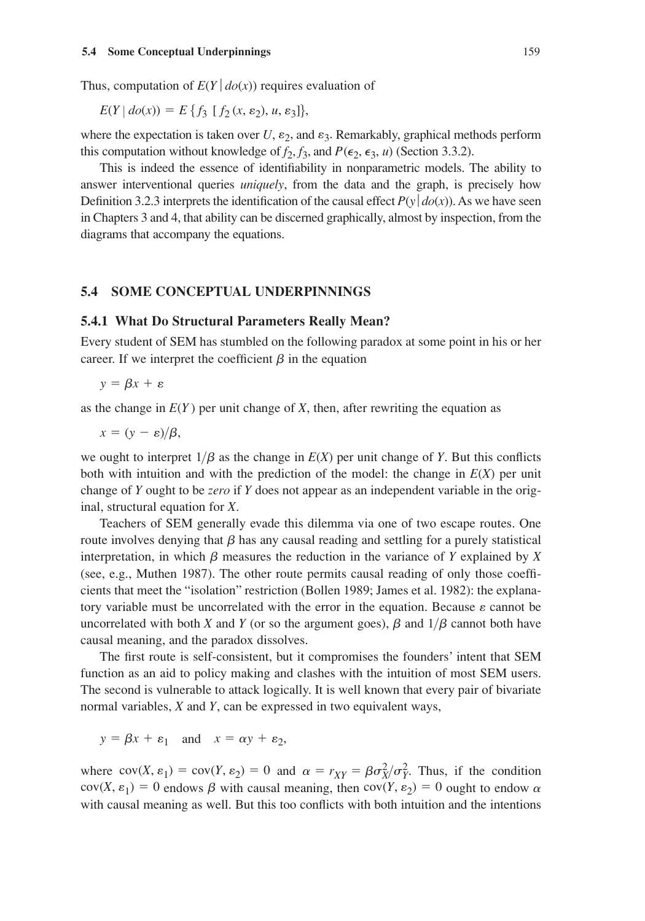Thus, computation of $E(Y \mid do(x))$ requires evaluation of

$$E(Y \mid do(x)) = E\{f_3\ [f_2(x, \varepsilon_2), u, \varepsilon_3]\},$$

where the expectation is taken over $U$, $\varepsilon_2$, and $\varepsilon_3$. Remarkably, graphical methods perform this computation without knowledge of $f_2, f_3$, and $P(\epsilon_2, \epsilon_3, u)$ (Section 3.3.2).

This is indeed the essence of identifiability in nonparametric models. The ability to answer interventional queries *uniquely*, from the data and the graph, is precisely how Definition 3.2.3 interprets the identification of the causal effect $P(y \mid do(x))$. As we have seen in Chapters 3 and 4, that ability can be discerned graphically, almost by inspection, from the diagrams that accompany the equations.

## 5.4 SOME CONCEPTUAL UNDERPINNINGS

### 5.4.1 What Do Structural Parameters Really Mean?

Every student of SEM has stumbled on the following paradox at some point in his or her career. If we interpret the coefficient $\beta$ in the equation

$$y = \beta x + \varepsilon$$

as the change in $E(Y)$ per unit change of $X$, then, after rewriting the equation as

$$x = (y - \varepsilon)/\beta,$$

we ought to interpret $1/\beta$ as the change in $E(X)$ per unit change of $Y$. But this conflicts both with intuition and with the prediction of the model: the change in $E(X)$ per unit change of $Y$ ought to be *zero* if $Y$ does not appear as an independent variable in the original, structural equation for $X$.

Teachers of SEM generally evade this dilemma via one of two escape routes. One route involves denying that $\beta$ has any causal reading and settling for a purely statistical interpretation, in which $\beta$ measures the reduction in the variance of $Y$ explained by $X$ (see, e.g., Muthen 1987). The other route permits causal reading of only those coefficients that meet the "isolation" restriction (Bollen 1989; James et al. 1982): the explanatory variable must be uncorrelated with the error in the equation. Because $\varepsilon$ cannot be uncorrelated with both $X$ and $Y$ (or so the argument goes), $\beta$ and $1/\beta$ cannot both have causal meaning, and the paradox dissolves.

The first route is self-consistent, but it compromises the founders' intent that SEM function as an aid to policy making and clashes with the intuition of most SEM users. The second is vulnerable to attack logically. It is well known that every pair of bivariate normal variables, $X$ and $Y$, can be expressed in two equivalent ways,

$$y = \beta x + \varepsilon_1 \quad \text{and} \quad x = \alpha y + \varepsilon_2,$$

where $\text{cov}(X, \varepsilon_1) = \text{cov}(Y, \varepsilon_2) = 0$ and $\alpha = r_{XY} = \beta \sigma_X^2 / \sigma_Y^2$. Thus, if the condition $\text{cov}(X, \varepsilon_1) = 0$ endows $\beta$ with causal meaning, then $\text{cov}(Y, \varepsilon_2) = 0$ ought to endow $\alpha$ with causal meaning as well. But this too conflicts with both intuition and the intentions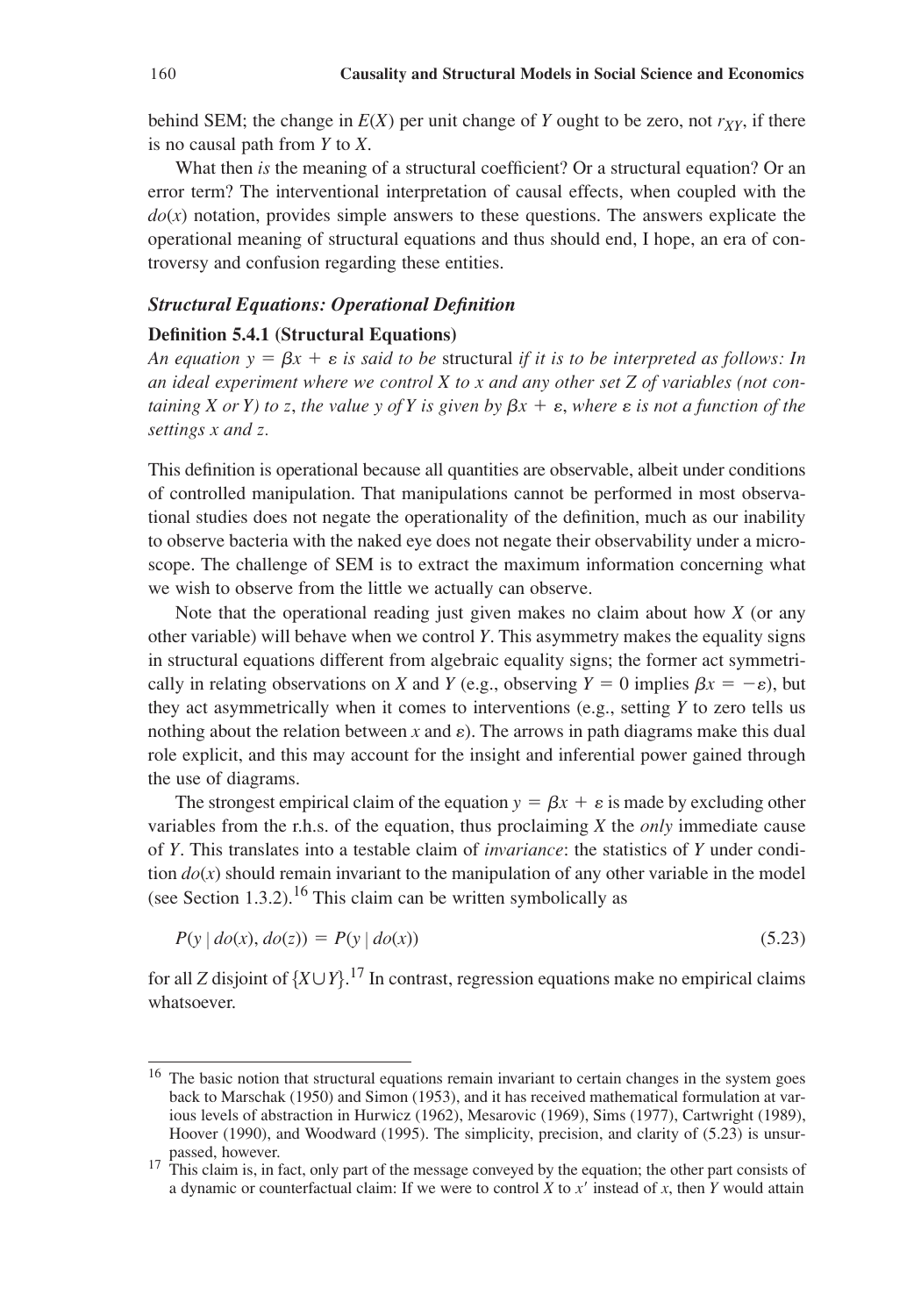behind SEM; the change in $E(X)$ per unit change of $Y$ ought to be zero, not $r_{XY}$, if there is no causal path from $Y$ to $X$.

What then *is* the meaning of a structural coefficient? Or a structural equation? Or an error term? The interventional interpretation of causal effects, when coupled with the $do(x)$ notation, provides simple answers to these questions. The answers explicate the operational meaning of structural equations and thus should end, I hope, an era of controversy and confusion regarding these entities.

### *Structural Equations: Operational Definition*

**Definition 5.4.1 (Structural Equations)**

*An equation $y = \beta x + \varepsilon$ is said to be* structural *if it is to be interpreted as follows: In an ideal experiment where we control $X$ to $x$ and any other set $Z$ of variables (not containing $X$ or $Y$) to $z$, the value $y$ of $Y$ is given by $\beta x + \varepsilon$, where $\varepsilon$ is not a function of the settings $x$ and $z$.*

This definition is operational because all quantities are observable, albeit under conditions of controlled manipulation. That manipulations cannot be performed in most observational studies does not negate the operationality of the definition, much as our inability to observe bacteria with the naked eye does not negate their observability under a microscope. The challenge of SEM is to extract the maximum information concerning what we wish to observe from the little we actually can observe.

Note that the operational reading just given makes no claim about how $X$ (or any other variable) will behave when we control $Y$. This asymmetry makes the equality signs in structural equations different from algebraic equality signs; the former act symmetrically in relating observations on $X$ and $Y$ (e.g., observing $Y = 0$ implies $\beta x = -\varepsilon$), but they act asymmetrically when it comes to interventions (e.g., setting $Y$ to zero tells us nothing about the relation between $x$ and $\varepsilon$). The arrows in path diagrams make this dual role explicit, and this may account for the insight and inferential power gained through the use of diagrams.

The strongest empirical claim of the equation $y = \beta x + \varepsilon$ is made by excluding other variables from the r.h.s. of the equation, thus proclaiming $X$ the *only* immediate cause of $Y$. This translates into a testable claim of *invariance*: the statistics of $Y$ under condition $do(x)$ should remain invariant to the manipulation of any other variable in the model (see Section 1.3.2).[16] This claim can be written symbolically as

$$P(y \mid do(x), do(z)) = P(y \mid do(x)) \tag{5.23}$$

for all $Z$ disjoint of $\{X \cup Y\}$.[17] In contrast, regression equations make no empirical claims whatsoever.

---

[16] The basic notion that structural equations remain invariant to certain changes in the system goes back to Marschak (1950) and Simon (1953), and it has received mathematical formulation at various levels of abstraction in Hurwicz (1962), Mesarovic (1969), Sims (1977), Cartwright (1989), Hoover (1990), and Woodward (1995). The simplicity, precision, and clarity of (5.23) is unsurpassed, however.

[17] This claim is, in fact, only part of the message conveyed by the equation; the other part consists of a dynamic or counterfactual claim: If we were to control $X$ to $x'$ instead of $x$, then $Y$ would attain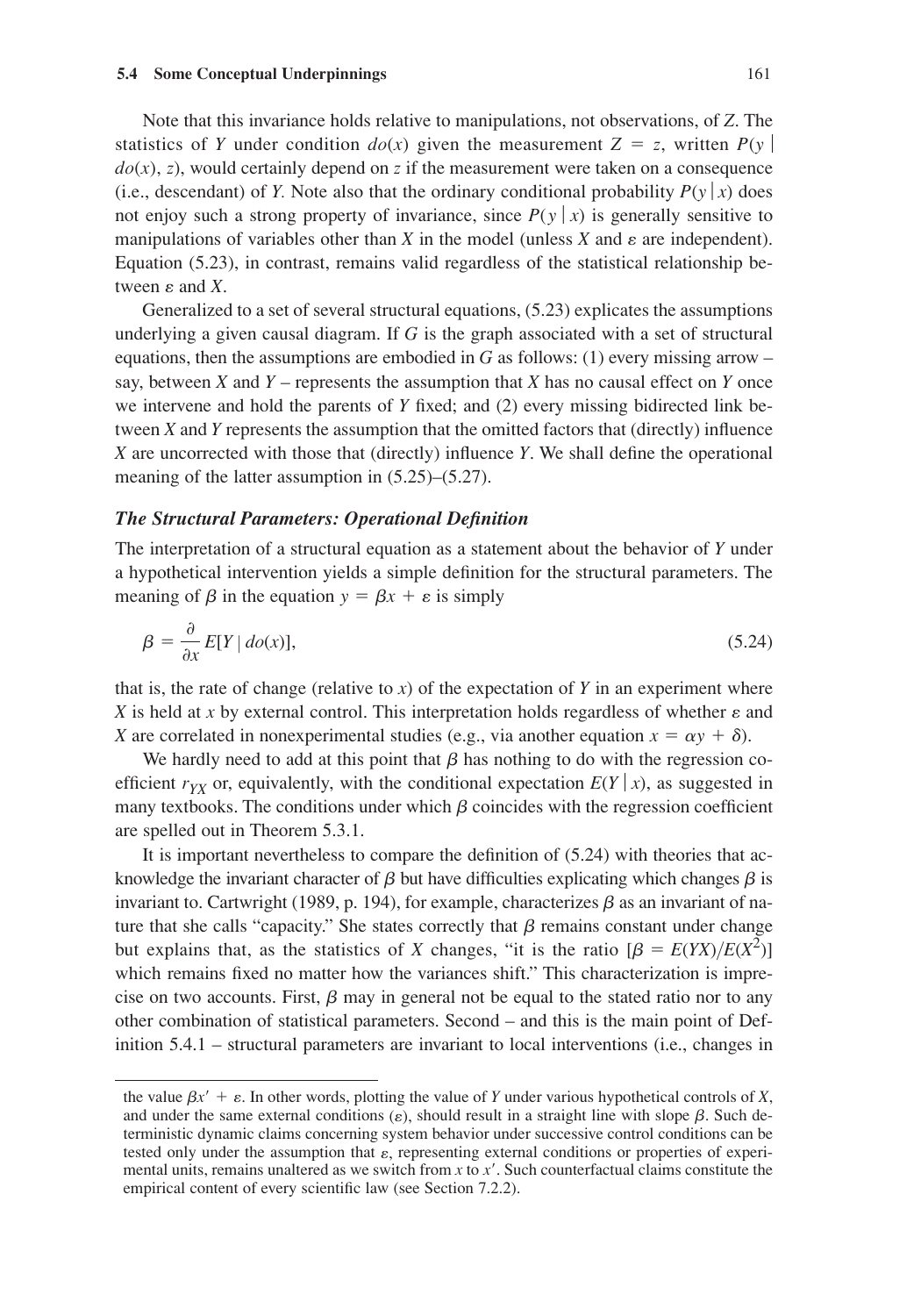Note that this invariance holds relative to manipulations, not observations, of $Z$. The statistics of $Y$ under condition $do(x)$ given the measurement $Z = z$, written $P(y \mid do(x), z)$, would certainly depend on $z$ if the measurement were taken on a consequence (i.e., descendant) of $Y$. Note also that the ordinary conditional probability $P(y \mid x)$ does not enjoy such a strong property of invariance, since $P(y \mid x)$ is generally sensitive to manipulations of variables other than $X$ in the model (unless $X$ and $\varepsilon$ are independent). Equation (5.23), in contrast, remains valid regardless of the statistical relationship between $\varepsilon$ and $X$.

Generalized to a set of several structural equations, (5.23) explicates the assumptions underlying a given causal diagram. If $G$ is the graph associated with a set of structural equations, then the assumptions are embodied in $G$ as follows: (1) every missing arrow – say, between $X$ and $Y$ – represents the assumption that $X$ has no causal effect on $Y$ once we intervene and hold the parents of $Y$ fixed; and (2) every missing bidirected link between $X$ and $Y$ represents the assumption that the omitted factors that (directly) influence $X$ are uncorrected with those that (directly) influence $Y$. We shall define the operational meaning of the latter assumption in (5.25)–(5.27).

### *The Structural Parameters: Operational Definition*

The interpretation of a structural equation as a statement about the behavior of $Y$ under a hypothetical intervention yields a simple definition for the structural parameters. The meaning of $\beta$ in the equation $y = \beta x + \varepsilon$ is simply

$$\beta = \frac{\partial}{\partial x} E[Y \mid do(x)], \tag{5.24}$$

that is, the rate of change (relative to $x$) of the expectation of $Y$ in an experiment where $X$ is held at $x$ by external control. This interpretation holds regardless of whether $\varepsilon$ and $X$ are correlated in nonexperimental studies (e.g., via another equation $x = \alpha y + \delta$).

We hardly need to add at this point that $\beta$ has nothing to do with the regression coefficient $r_{YX}$ or, equivalently, with the conditional expectation $E(Y \mid x)$, as suggested in many textbooks. The conditions under which $\beta$ coincides with the regression coefficient are spelled out in Theorem 5.3.1.

It is important nevertheless to compare the definition of (5.24) with theories that acknowledge the invariant character of $\beta$ but have difficulties explicating which changes $\beta$ is invariant to. Cartwright (1989, p. 194), for example, characterizes $\beta$ as an invariant of nature that she calls "capacity." She states correctly that $\beta$ remains constant under change but explains that, as the statistics of $X$ changes, "it is the ratio [$\beta = E(YX)/E(X^2)$] which remains fixed no matter how the variances shift." This characterization is imprecise on two accounts. First, $\beta$ may in general not be equal to the stated ratio nor to any other combination of statistical parameters. Second – and this is the main point of Definition 5.4.1 – structural parameters are invariant to local interventions (i.e., changes in

---

the value $\beta x' + \varepsilon$. In other words, plotting the value of $Y$ under various hypothetical controls of $X$, and under the same external conditions ($\varepsilon$), should result in a straight line with slope $\beta$. Such deterministic dynamic claims concerning system behavior under successive control conditions can be tested only under the assumption that $\varepsilon$, representing external conditions or properties of experimental units, remains unaltered as we switch from $x$ to $x'$. Such counterfactual claims constitute the empirical content of every scientific law (see Section 7.2.2).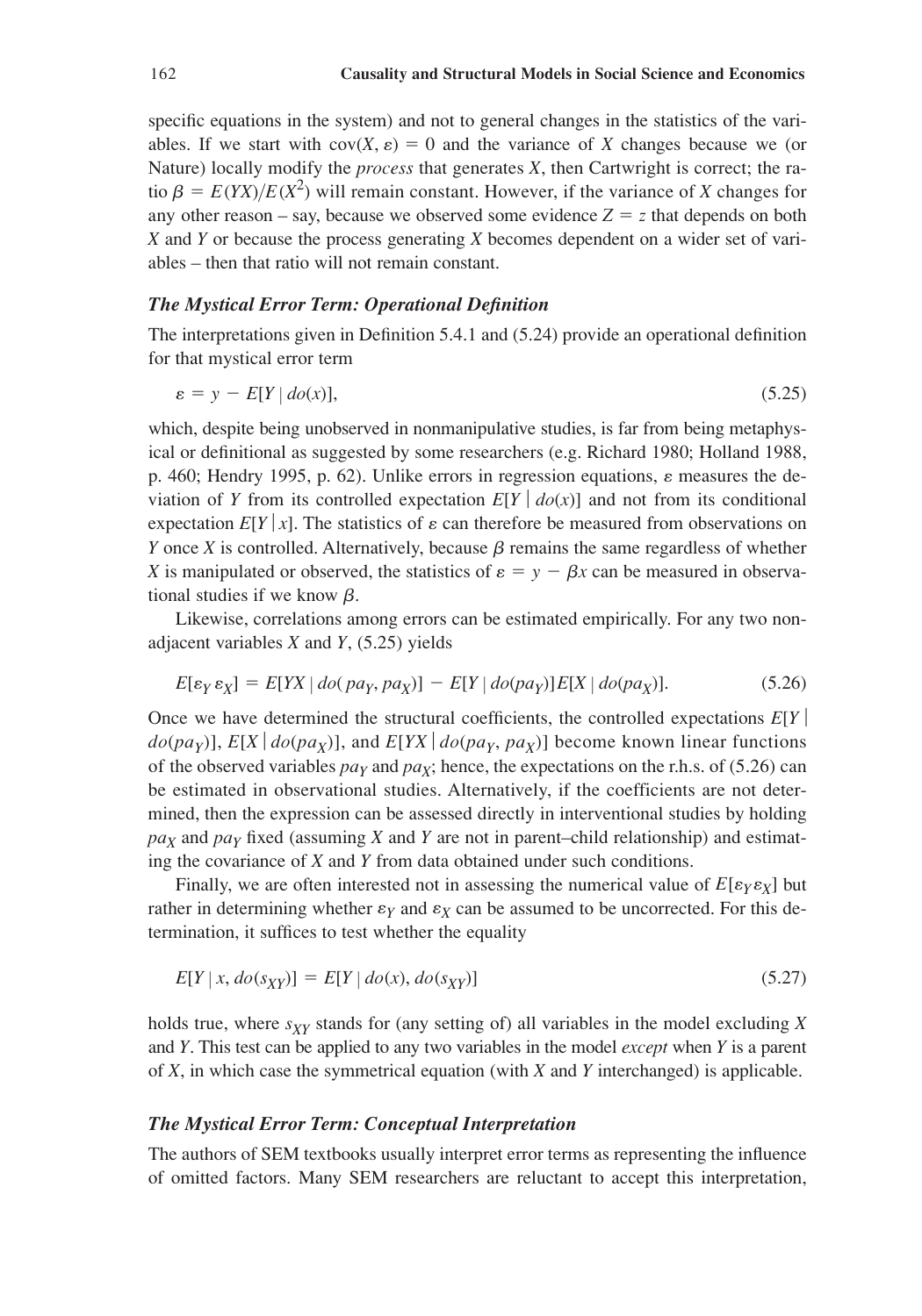specific equations in the system) and not to general changes in the statistics of the variables. If we start with $\mathrm{cov}(X, \varepsilon) = 0$ and the variance of $X$ changes because we (or Nature) locally modify the *process* that generates $X$, then Cartwright is correct; the ratio $\beta = E(YX)/E(X^2)$ will remain constant. However, if the variance of $X$ changes for any other reason – say, because we observed some evidence $Z = z$ that depends on both $X$ and $Y$ or because the process generating $X$ becomes dependent on a wider set of variables – then that ratio will not remain constant.

### *The Mystical Error Term: Operational Definition*

The interpretations given in Definition 5.4.1 and (5.24) provide an operational definition for that mystical error term

$$\varepsilon = y - E[Y \mid do(x)], \tag{5.25}$$

which, despite being unobserved in nonmanipulative studies, is far from being metaphysical or definitional as suggested by some researchers (e.g. Richard 1980; Holland 1988, p. 460; Hendry 1995, p. 62). Unlike errors in regression equations, $\varepsilon$ measures the deviation of $Y$ from its controlled expectation $E[Y \mid do(x)]$ and not from its conditional expectation $E[Y \mid x]$. The statistics of $\varepsilon$ can therefore be measured from observations on $Y$ once $X$ is controlled. Alternatively, because $\beta$ remains the same regardless of whether $X$ is manipulated or observed, the statistics of $\varepsilon = y - \beta x$ can be measured in observational studies if we know $\beta$.

Likewise, correlations among errors can be estimated empirically. For any two nonadjacent variables $X$ and $Y$, (5.25) yields

$$E[\varepsilon_Y \varepsilon_X] = E[YX \mid do(pa_Y, pa_X)] - E[Y \mid do(pa_Y)]E[X \mid do(pa_X)]. \tag{5.26}$$

Once we have determined the structural coefficients, the controlled expectations $E[Y \mid do(pa_Y)]$, $E[X \mid do(pa_X)]$, and $E[YX \mid do(pa_Y, pa_X)]$ become known linear functions of the observed variables $pa_Y$ and $pa_X$; hence, the expectations on the r.h.s. of (5.26) can be estimated in observational studies. Alternatively, if the coefficients are not determined, then the expression can be assessed directly in interventional studies by holding $pa_X$ and $pa_Y$ fixed (assuming $X$ and $Y$ are not in parent–child relationship) and estimating the covariance of $X$ and $Y$ from data obtained under such conditions.

Finally, we are often interested not in assessing the numerical value of $E[\varepsilon_Y \varepsilon_X]$ but rather in determining whether $\varepsilon_Y$ and $\varepsilon_X$ can be assumed to be uncorrected. For this determination, it suffices to test whether the equality

$$E[Y \mid x, do(s_{XY})] = E[Y \mid do(x), do(s_{XY})] \tag{5.27}$$

holds true, where $s_{XY}$ stands for (any setting of) all variables in the model excluding $X$ and $Y$. This test can be applied to any two variables in the model *except* when $Y$ is a parent of $X$, in which case the symmetrical equation (with $X$ and $Y$ interchanged) is applicable.

### *The Mystical Error Term: Conceptual Interpretation*

The authors of SEM textbooks usually interpret error terms as representing the influence of omitted factors. Many SEM researchers are reluctant to accept this interpretation,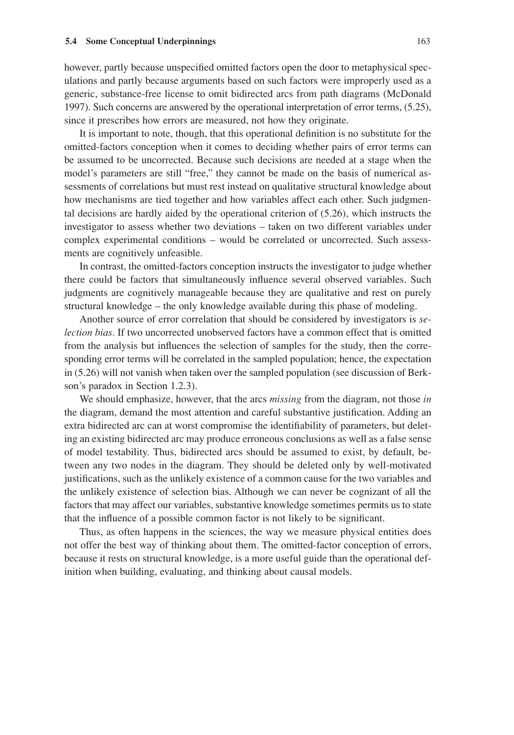however, partly because unspecified omitted factors open the door to metaphysical speculations and partly because arguments based on such factors were improperly used as a generic, substance-free license to omit bidirected arcs from path diagrams (McDonald 1997). Such concerns are answered by the operational interpretation of error terms, (5.25), since it prescribes how errors are measured, not how they originate.

It is important to note, though, that this operational definition is no substitute for the omitted-factors conception when it comes to deciding whether pairs of error terms can be assumed to be uncorrected. Because such decisions are needed at a stage when the model's parameters are still "free," they cannot be made on the basis of numerical assessments of correlations but must rest instead on qualitative structural knowledge about how mechanisms are tied together and how variables affect each other. Such judgmental decisions are hardly aided by the operational criterion of (5.26), which instructs the investigator to assess whether two deviations – taken on two different variables under complex experimental conditions – would be correlated or uncorrected. Such assessments are cognitively unfeasible.

In contrast, the omitted-factors conception instructs the investigator to judge whether there could be factors that simultaneously influence several observed variables. Such judgments are cognitively manageable because they are qualitative and rest on purely structural knowledge – the only knowledge available during this phase of modeling.

Another source of error correlation that should be considered by investigators is *selection bias.* If two uncorrected unobserved factors have a common effect that is omitted from the analysis but influences the selection of samples for the study, then the corresponding error terms will be correlated in the sampled population; hence, the expectation in (5.26) will not vanish when taken over the sampled population (see discussion of Berkson's paradox in Section 1.2.3).

We should emphasize, however, that the arcs *missing* from the diagram, not those *in* the diagram, demand the most attention and careful substantive justification. Adding an extra bidirected arc can at worst compromise the identifiability of parameters, but deleting an existing bidirected arc may produce erroneous conclusions as well as a false sense of model testability. Thus, bidirected arcs should be assumed to exist, by default, between any two nodes in the diagram. They should be deleted only by well-motivated justifications, such as the unlikely existence of a common cause for the two variables and the unlikely existence of selection bias. Although we can never be cognizant of all the factors that may affect our variables, substantive knowledge sometimes permits us to state that the influence of a possible common factor is not likely to be significant.

Thus, as often happens in the sciences, the way we measure physical entities does not offer the best way of thinking about them. The omitted-factor conception of errors, because it rests on structural knowledge, is a more useful guide than the operational definition when building, evaluating, and thinking about causal models.